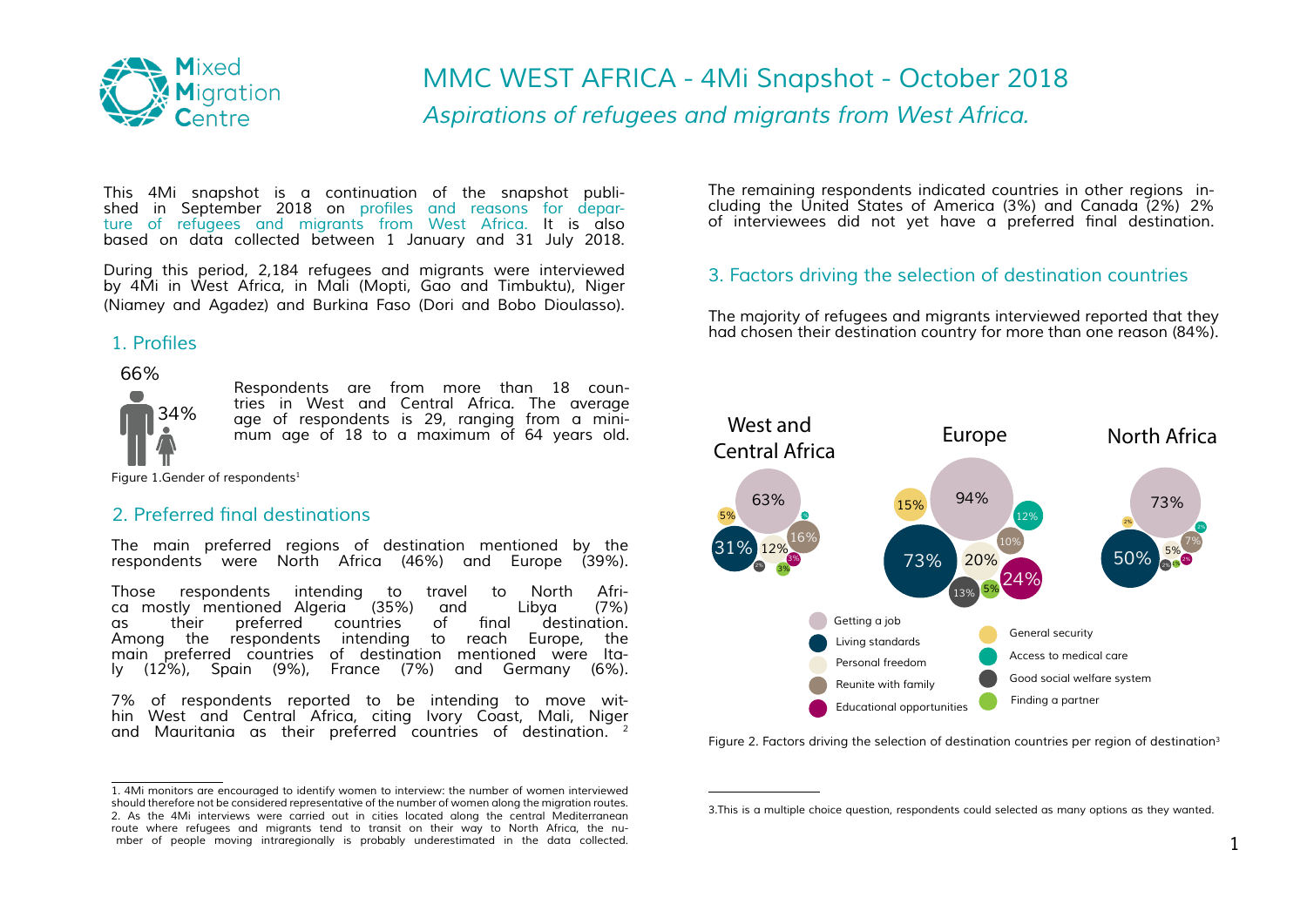# MMC WEST AFRICA - 4Mi Snapshot - October 2018

*Aspirations of refugees and migrants from West Africa.*

This 4Mi snapshot is a continuation of the snapshot published in September 2018 on profiles and reasons for departure of refugees and migrants from West Africa. It is also based on data collected between 1 January and 31 July 2018.

During this period, 2,184 refugees and migrants were interviewed by 4Mi in West Africa, in Mali (Mopti, Gao and Timbuktu), Niger (Niamey and Agadez) and Burkina Faso (Dori and Bobo Dioulasso).

## 1. Profiles

66%

34%

Respondents are from more than 18 countries in West and Central Africa. The average age of respondents is 29, ranging from a minimum age of 18 to a maximum of 64 years old.

Figure 1.Gender of respondents[1]

## 2. Preferred final destinations

The main preferred regions of destination mentioned by the respondents were North Africa (46%) and Europe (39%).

Those respondents intending to travel to North Africa mostly mentioned Algeria (35%) and Libya (7%) as their preferred countries of final destination. Among the respondents intending to reach Europe, the main preferred countries of destination mentioned were Italy (12%), Spain (9%), France (7%) and Germany (6%).

7% of respondents reported to be intending to move within West and Central Africa, citing Ivory Coast, Mali, Niger and Mauritania as their preferred countries of destination. [2]

The remaining respondents indicated countries in other regions including the United States of America (3%) and Canada (2%) 2% of interviewees did not yet have a preferred final destination.

## 3. Factors driving the selection of destination countries

The majority of refugees and migrants interviewed reported that they had chosen their destination country for more than one reason (84%).

| | West and Central Africa | Europe | North Africa |
|---|---|---|---|
| Getting a job | 63% | 94% | 73% |
| Living standards | 31% | 73% | 50% |
| Personal freedom | 12% | 20% | 5% |
| Reunite with family | 16% | 10% | 7% |
| Educational opportunities | 3% | 24% | 2% |
| General security | 5% | 15% | 2% |
| Access to medical care | 1% | 12% | 2% |
| Good social welfare system | 2% | 13% | 2% |
| Finding a partner | 3% | 5% | 1% |

Figure 2. Factors driving the selection of destination countries per region of destination[3]

1. 4Mi monitors are encouraged to identify women to interview: the number of women interviewed should therefore not be considered representative of the number of women along the migration routes.
2. As the 4Mi interviews were carried out in cities located along the central Mediterranean route where refugees and migrants tend to transit on their way to North Africa, the number of people moving intraregionally is probably underestimated in the data collected.

3.This is a multiple choice question, respondents could selected as many options as they wanted.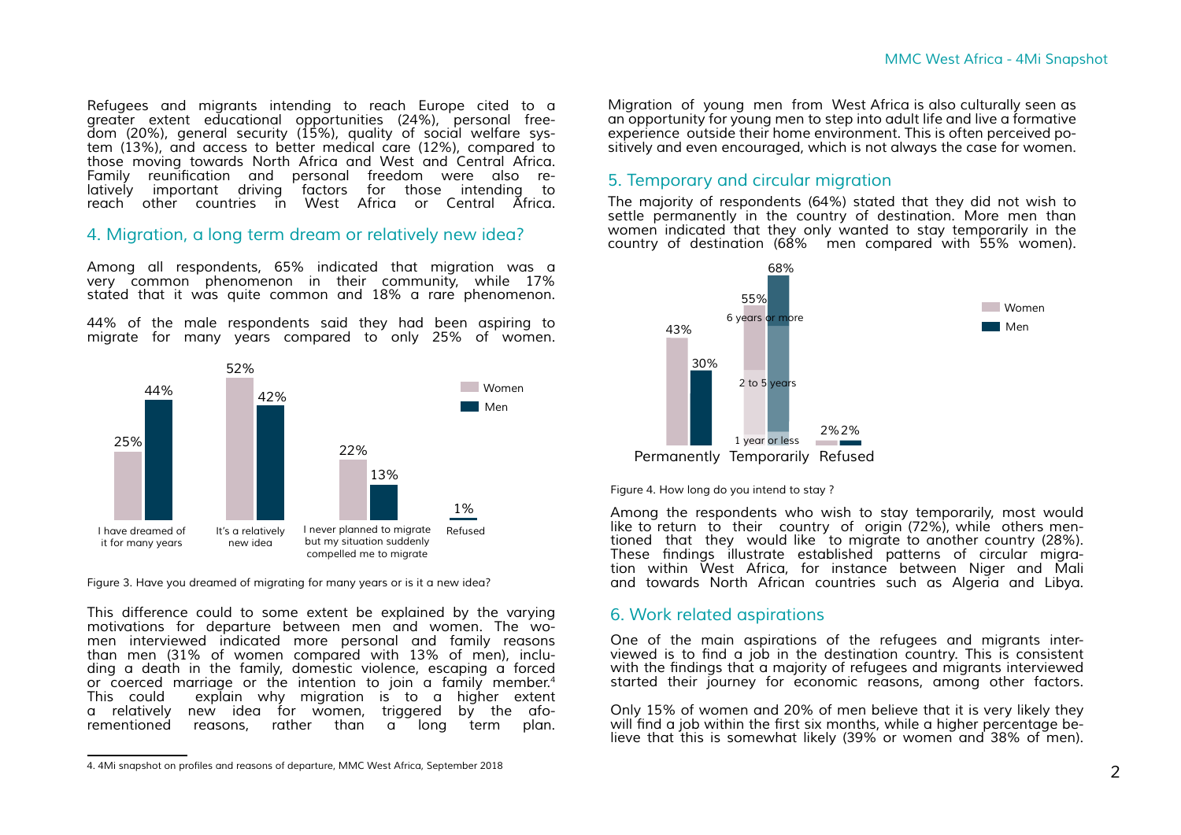Refugees and migrants intending to reach Europe cited to a greater extent educational opportunities (24%), personal freedom (20%), general security (15%), quality of social welfare system (13%), and access to better medical care (12%), compared to those moving towards North Africa and West and Central Africa. Family reunification and personal freedom were also relatively important driving factors for those intending to reach other countries in West Africa or Central Africa.

## 4. Migration, a long term dream or relatively new idea?

Among all respondents, 65% indicated that migration was a very common phenomenon in their community, while 17% stated that it was quite common and 18% a rare phenomenon.

44% of the male respondents said they had been aspiring to migrate for many years compared to only 25% of women.

| | Women | Men |
|---|---|---|
| I have dreamed of it for many years | 25% | 44% |
| It's a relatively new idea | 52% | 42% |
| I never planned to migrate but my situation suddenly compelled me to migrate | 22% | 13% |
| Refused | | 1% |

Figure 3. Have you dreamed of migrating for many years or is it a new idea?

This difference could to some extent be explained by the varying motivations for departure between men and women. The women interviewed indicated more personal and family reasons than men (31% of women compared with 13% of men), including a death in the family, domestic violence, escaping a forced or coerced marriage or the intention to join a family member.[4] This could explain why migration is to a higher extent a relatively new idea for women, triggered by the aforementioned reasons, rather than a long term plan.

Migration of young men from West Africa is also culturally seen as an opportunity for young men to step into adult life and live a formative experience outside their home environment. This is often perceived positively and even encouraged, which is not always the case for women.

## 5. Temporary and circular migration

The majority of respondents (64%) stated that they did not wish to settle permanently in the country of destination. More men than women indicated that they only wanted to stay temporarily in the country of destination (68% men compared with 55% women).

| | Women | Men |
|---|---|---|
| Permanently | 43% | 30% |
| Temporarily (1 year or less / 2 to 5 years / 6 years or more) | 55% | 68% |
| Refused | 2% | 2% |

Figure 4. How long do you intend to stay ?

Among the respondents who wish to stay temporarily, most would like to return to their country of origin (72%), while others mentioned that they would like to migrate to another country (28%). These findings illustrate established patterns of circular migration within West Africa, for instance between Niger and Mali and towards North African countries such as Algeria and Libya.

## 6. Work related aspirations

One of the main aspirations of the refugees and migrants interviewed is to find a job in the destination country. This is consistent with the findings that a majority of refugees and migrants interviewed started their journey for economic reasons, among other factors.

Only 15% of women and 20% of men believe that it is very likely they will find a job within the first six months, while a higher percentage believe that this is somewhat likely (39% or women and 38% of men).

---

4. 4Mi snapshot on profiles and reasons of departure, MMC West Africa, September 2018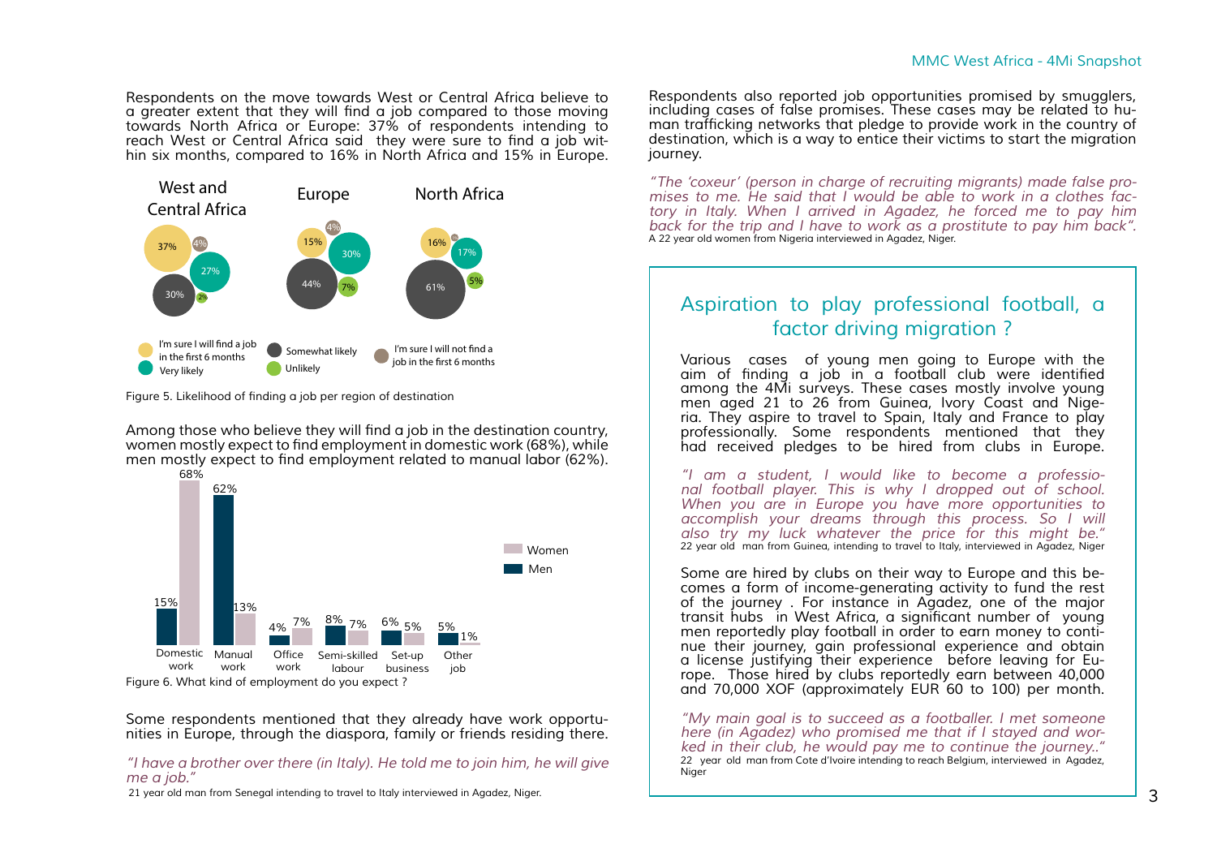Respondents on the move towards West or Central Africa believe to a greater extent that they will find a job compared to those moving towards North Africa or Europe: 37% of respondents intending to reach West or Central Africa said they were sure to find a job within six months, compared to 16% in North Africa and 15% in Europe.

| | West and Central Africa | Europe | North Africa |
|---|---|---|---|
| I'm sure I will find a job in the first 6 months | 37% | 15% | 16% |
| Very likely | 27% | 30% | 17% |
| Somewhat likely | 30% | 44% | 61% |
| Unlikely | 2% | 7% | 5% |
| I'm sure I will not find a job in the first 6 months | 4% | 4% | |

Figure 5. Likelihood of finding a job per region of destination

Among those who believe they will find a job in the destination country, women mostly expect to find employment in domestic work (68%), while men mostly expect to find employment related to manual labor (62%).

| | Men | Women |
|---|---|---|
| Domestic work | 15% | 68% |
| Manual work | 62% | 13% |
| Office work | 4% | 7% |
| Semi-skilled labour | 8% | 7% |
| Set-up business | 6% | 5% |
| Other job | 5% | 1% |

Figure 6. What kind of employment do you expect ?

Some respondents mentioned that they already have work opportunities in Europe, through the diaspora, family or friends residing there.

*"I have a brother over there (in Italy). He told me to join him, he will give me a job."*
21 year old man from Senegal intending to travel to Italy interviewed in Agadez, Niger.

Respondents also reported job opportunities promised by smugglers, including cases of false promises. These cases may be related to human trafficking networks that pledge to provide work in the country of destination, which is a way to entice their victims to start the migration journey.

*"The 'coxeur' (person in charge of recruiting migrants) made false promises to me. He said that I would be able to work in a clothes factory in Italy. When I arrived in Agadez, he forced me to pay him back for the trip and I have to work as a prostitute to pay him back".*
A 22 year old women from Nigeria interviewed in Agadez, Niger.

## Aspiration to play professional football, a factor driving migration ?

Various cases of young men going to Europe with the aim of finding a job in a football club were identified among the 4Mi surveys. These cases mostly involve young men aged 21 to 26 from Guinea, Ivory Coast and Nigeria. They aspire to travel to Spain, Italy and France to play professionally. Some respondents mentioned that they had received pledges to be hired from clubs in Europe.

*"I am a student, I would like to become a professional football player. This is why I dropped out of school. When you are in Europe you have more opportunities to accomplish your dreams through this process. So I will also try my luck whatever the price for this might be."*
22 year old man from Guinea, intending to travel to Italy, interviewed in Agadez, Niger

Some are hired by clubs on their way to Europe and this becomes a form of income-generating activity to fund the rest of the journey . For instance in Agadez, one of the major transit hubs in West Africa, a significant number of young men reportedly play football in order to earn money to continue their journey, gain professional experience and obtain a license justifying their experience before leaving for Europe. Those hired by clubs reportedly earn between 40,000 and 70,000 XOF (approximately EUR 60 to 100) per month.

*"My main goal is to succeed as a footballer. I met someone here (in Agadez) who promised me that if I stayed and worked in their club, he would pay me to continue the journey.."*
22 year old man from Cote d'Ivoire intending to reach Belgium, interviewed in Agadez, Niger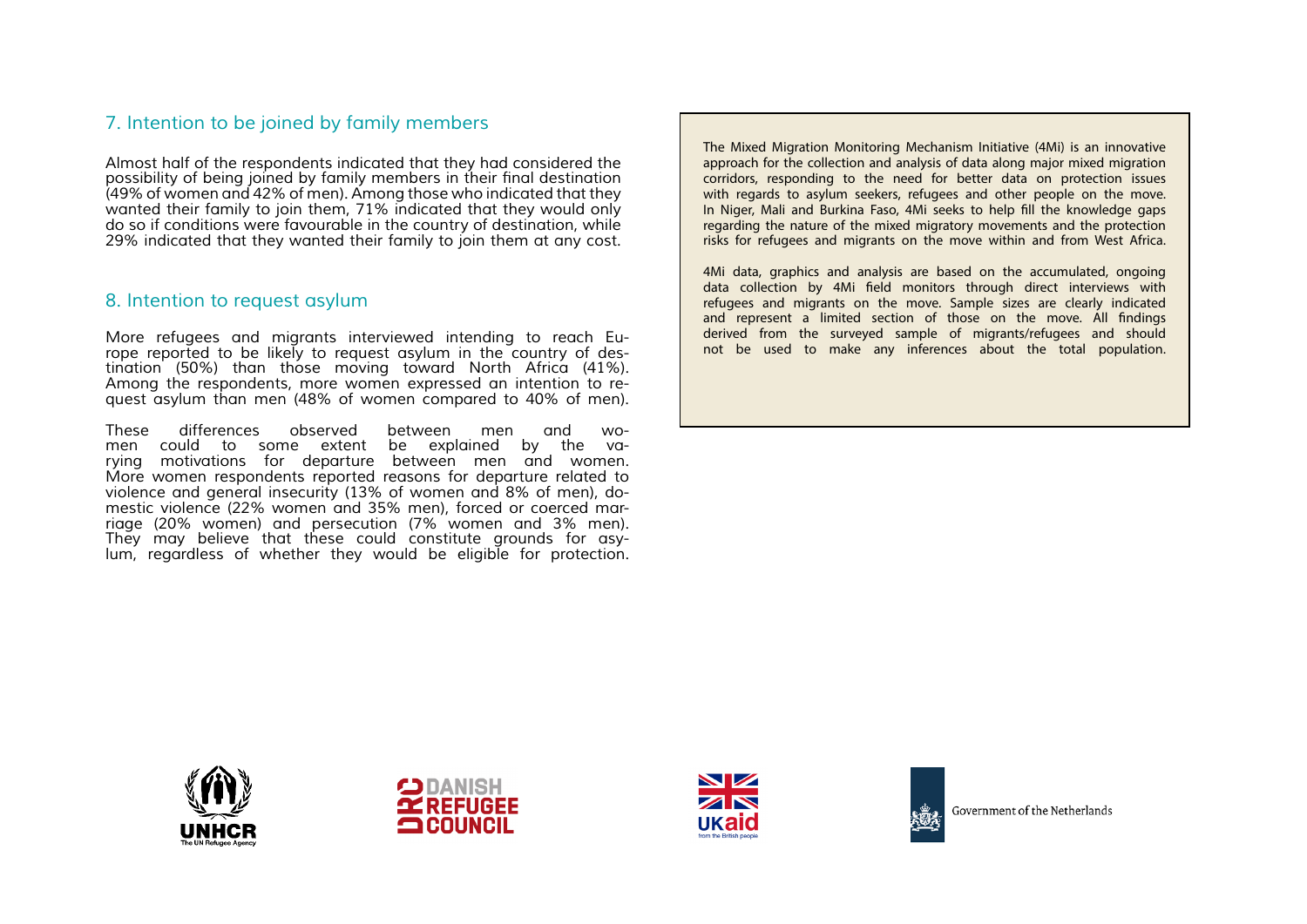## 7. Intention to be joined by family members

Almost half of the respondents indicated that they had considered the possibility of being joined by family members in their final destination (49% of women and 42% of men). Among those who indicated that they wanted their family to join them, 71% indicated that they would only do so if conditions were favourable in the country of destination, while 29% indicated that they wanted their family to join them at any cost.

## 8. Intention to request asylum

More refugees and migrants interviewed intending to reach Europe reported to be likely to request asylum in the country of destination (50%) than those moving toward North Africa (41%). Among the respondents, more women expressed an intention to request asylum than men (48% of women compared to 40% of men).

These differences observed between men and women could to some extent be explained by the varying motivations for departure between men and women. More women respondents reported reasons for departure related to violence and general insecurity (13% of women and 8% of men), domestic violence (22% women and 35% men), forced or coerced marriage (20% women) and persecution (7% women and 3% men). They may believe that these could constitute grounds for asylum, regardless of whether they would be eligible for protection.

The Mixed Migration Monitoring Mechanism Initiative (4Mi) is an innovative approach for the collection and analysis of data along major mixed migration corridors, responding to the need for better data on protection issues with regards to asylum seekers, refugees and other people on the move. In Niger, Mali and Burkina Faso, 4Mi seeks to help fill the knowledge gaps regarding the nature of the mixed migratory movements and the protection risks for refugees and migrants on the move within and from West Africa.

4Mi data, graphics and analysis are based on the accumulated, ongoing data collection by 4Mi field monitors through direct interviews with refugees and migrants on the move. Sample sizes are clearly indicated and represent a limited section of those on the move. All findings derived from the surveyed sample of migrants/refugees and should not be used to make any inferences about the total population.

UNHCR The UN Refugee Agency

DANISH REFUGEE COUNCIL

UKaid from the British people

Government of the Netherlands